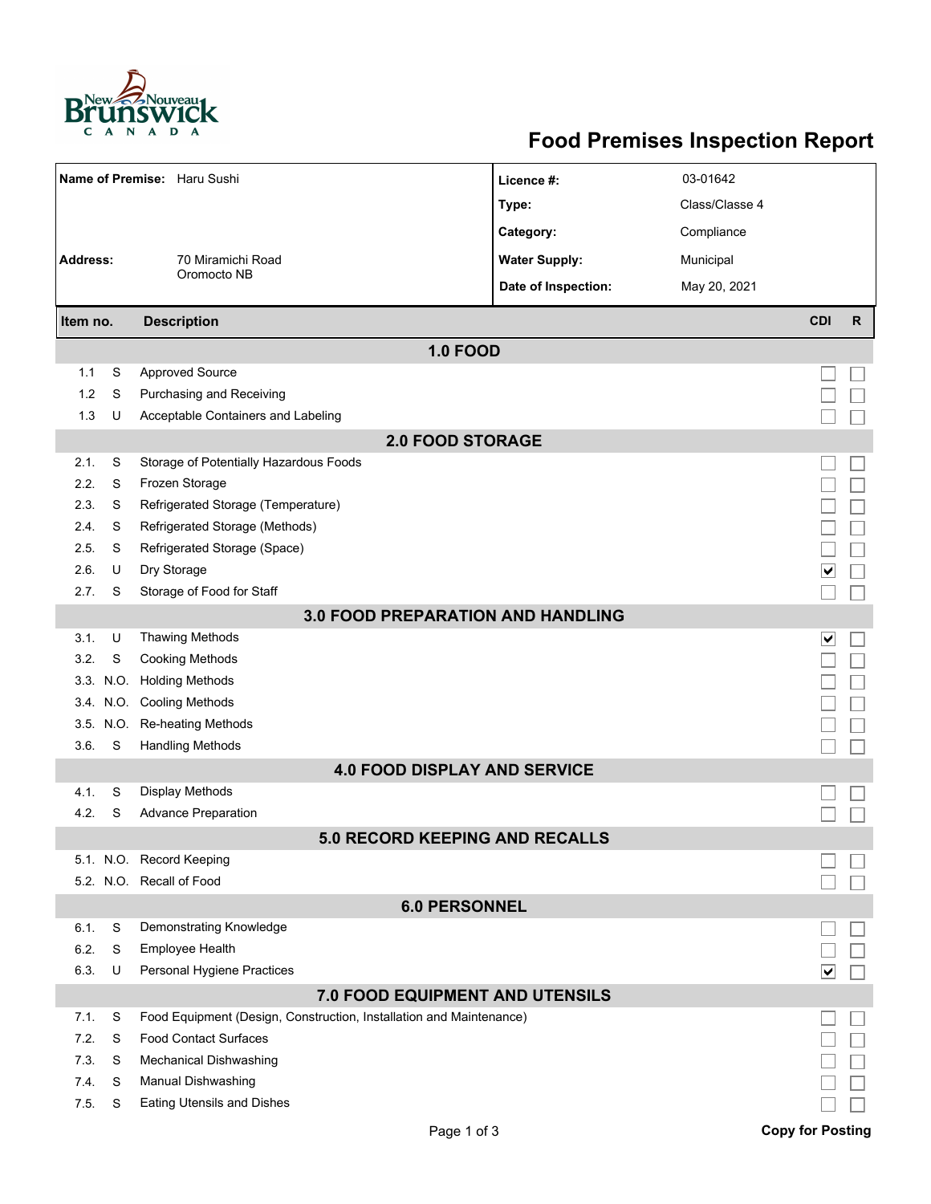New Brunswick / Nouveau-Brunswick CANADA

# Food Premises Inspection Report

| | | | |
|---|---|---|---|
| **Name of Premise:** | Haru Sushi | **Licence #:** | 03-01642 |
| | | **Type:** | Class/Classe 4 |
| | | **Category:** | Compliance |
| **Address:** | 70 Miramichi Road Oromocto NB | **Water Supply:** | Municipal |
| | | **Date of Inspection:** | May 20, 2021 |

| Item no. | | Description | CDI | R |
|---|---|---|---|---|
| | | **1.0 FOOD** | | |
| 1.1 | S | Approved Source | ☐ | ☐ |
| 1.2 | S | Purchasing and Receiving | ☐ | ☐ |
| 1.3 | U | Acceptable Containers and Labeling | ☐ | ☐ |
| | | **2.0 FOOD STORAGE** | | |
| 2.1. | S | Storage of Potentially Hazardous Foods | ☐ | ☐ |
| 2.2. | S | Frozen Storage | ☐ | ☐ |
| 2.3. | S | Refrigerated Storage (Temperature) | ☐ | ☐ |
| 2.4. | S | Refrigerated Storage (Methods) | ☐ | ☐ |
| 2.5. | S | Refrigerated Storage (Space) | ☐ | ☐ |
| 2.6. | U | Dry Storage | ☑ | ☐ |
| 2.7. | S | Storage of Food for Staff | ☐ | ☐ |
| | | **3.0 FOOD PREPARATION AND HANDLING** | | |
| 3.1. | U | Thawing Methods | ☑ | ☐ |
| 3.2. | S | Cooking Methods | ☐ | ☐ |
| 3.3. | N.O. | Holding Methods | ☐ | ☐ |
| 3.4. | N.O. | Cooling Methods | ☐ | ☐ |
| 3.5. | N.O. | Re-heating Methods | ☐ | ☐ |
| 3.6. | S | Handling Methods | ☐ | ☐ |
| | | **4.0 FOOD DISPLAY AND SERVICE** | | |
| 4.1. | S | Display Methods | ☐ | ☐ |
| 4.2. | S | Advance Preparation | ☐ | ☐ |
| | | **5.0 RECORD KEEPING AND RECALLS** | | |
| 5.1. | N.O. | Record Keeping | ☐ | ☐ |
| 5.2. | N.O. | Recall of Food | ☐ | ☐ |
| | | **6.0 PERSONNEL** | | |
| 6.1. | S | Demonstrating Knowledge | ☐ | ☐ |
| 6.2. | S | Employee Health | ☐ | ☐ |
| 6.3. | U | Personal Hygiene Practices | ☑ | ☐ |
| | | **7.0 FOOD EQUIPMENT AND UTENSILS** | | |
| 7.1. | S | Food Equipment (Design, Construction, Installation and Maintenance) | ☐ | ☐ |
| 7.2. | S | Food Contact Surfaces | ☐ | ☐ |
| 7.3. | S | Mechanical Dishwashing | ☐ | ☐ |
| 7.4. | S | Manual Dishwashing | ☐ | ☐ |
| 7.5. | S | Eating Utensils and Dishes | ☐ | ☐ |

**Copy for Posting**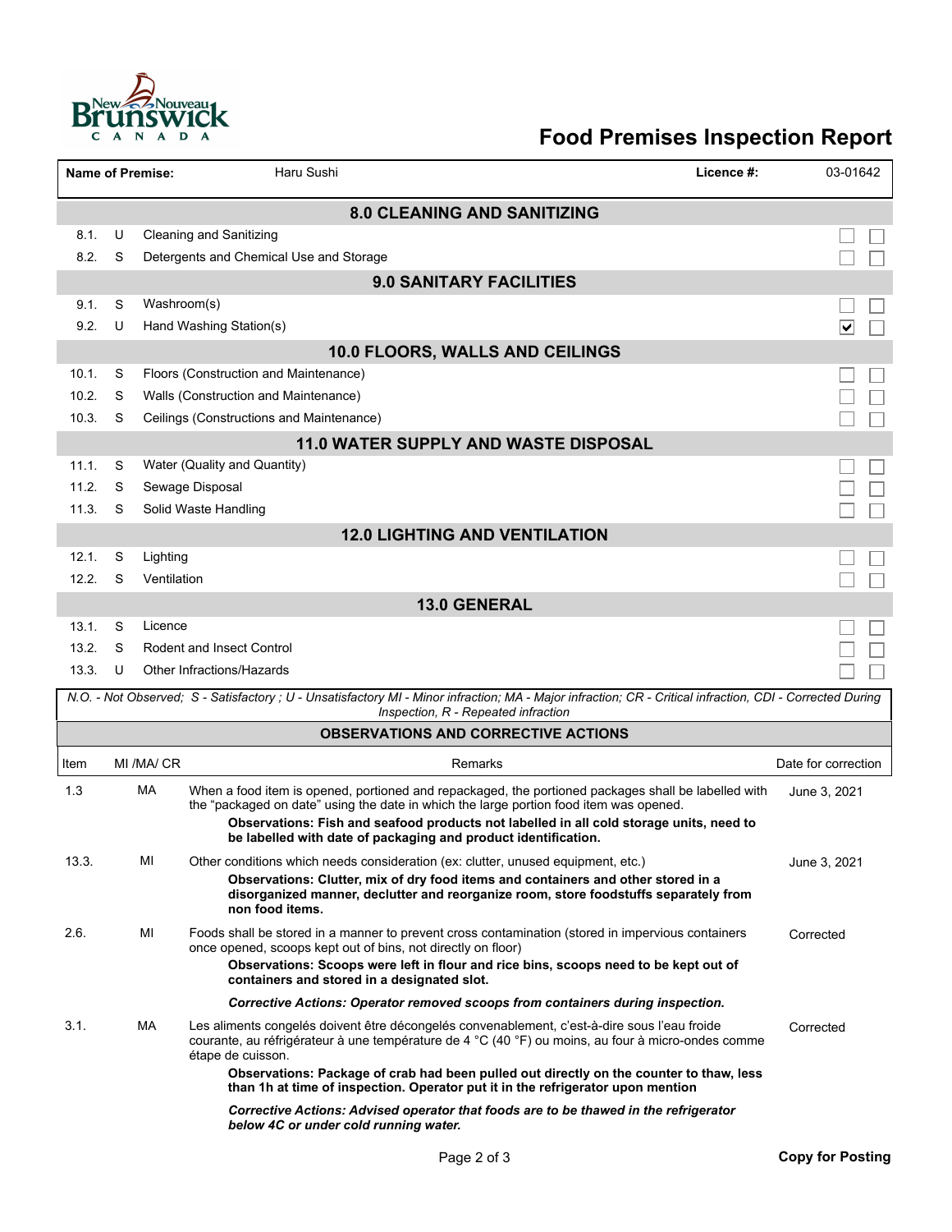# Food Premises Inspection Report

| **Name of Premise:** | Haru Sushi | **Licence #:** | 03-01642 |
|---|---|---|---|

## 8.0 CLEANING AND SANITIZING

| | | | | |
|---|---|---|---|---|
| 8.1. | U | Cleaning and Sanitizing | ☐ | ☐ |
| 8.2. | S | Detergents and Chemical Use and Storage | ☐ | ☐ |

## 9.0 SANITARY FACILITIES

| | | | | |
|---|---|---|---|---|
| 9.1. | S | Washroom(s) | ☐ | ☐ |
| 9.2. | U | Hand Washing Station(s) | ☑ | ☐ |

## 10.0 FLOORS, WALLS AND CEILINGS

| | | | | |
|---|---|---|---|---|
| 10.1. | S | Floors (Construction and Maintenance) | ☐ | ☐ |
| 10.2. | S | Walls (Construction and Maintenance) | ☐ | ☐ |
| 10.3. | S | Ceilings (Constructions and Maintenance) | ☐ | ☐ |

## 11.0 WATER SUPPLY AND WASTE DISPOSAL

| | | | | |
|---|---|---|---|---|
| 11.1. | S | Water (Quality and Quantity) | ☐ | ☐ |
| 11.2. | S | Sewage Disposal | ☐ | ☐ |
| 11.3. | S | Solid Waste Handling | ☐ | ☐ |

## 12.0 LIGHTING AND VENTILATION

| | | | | |
|---|---|---|---|---|
| 12.1. | S | Lighting | ☐ | ☐ |
| 12.2. | S | Ventilation | ☐ | ☐ |

## 13.0 GENERAL

| | | | | |
|---|---|---|---|---|
| 13.1. | S | Licence | ☐ | ☐ |
| 13.2. | S | Rodent and Insect Control | ☐ | ☐ |
| 13.3. | U | Other Infractions/Hazards | ☐ | ☐ |

*N.O. - Not Observed; S - Satisfactory ; U - Unsatisfactory MI - Minor infraction; MA - Major infraction; CR - Critical infraction, CDI - Corrected During Inspection, R - Repeated infraction*

## OBSERVATIONS AND CORRECTIVE ACTIONS

| Item | MI /MA/ CR | Remarks | Date for correction |
|---|---|---|---|
| 1.3 | MA | When a food item is opened, portioned and repackaged, the portioned packages shall be labelled with the “packaged on date” using the date in which the large portion food item was opened.<br>**Observations: Fish and seafood products not labelled in all cold storage units, need to be labelled with date of packaging and product identification.** | June 3, 2021 |
| 13.3. | MI | Other conditions which needs consideration (ex: clutter, unused equipment, etc.)<br>**Observations: Clutter, mix of dry food items and containers and other stored in a disorganized manner, declutter and reorganize room, store foodstuffs separately from non food items.** | June 3, 2021 |
| 2.6. | MI | Foods shall be stored in a manner to prevent cross contamination (stored in impervious containers once opened, scoops kept out of bins, not directly on floor)<br>**Observations: Scoops were left in flour and rice bins, scoops need to be kept out of containers and stored in a designated slot.**<br>***Corrective Actions: Operator removed scoops from containers during inspection.*** | Corrected |
| 3.1. | MA | Les aliments congelés doivent être décongelés convenablement, c’est-à-dire sous l’eau froide courante, au réfrigérateur à une température de 4 °C (40 °F) ou moins, au four à micro-ondes comme étape de cuisson.<br>**Observations: Package of crab had been pulled out directly on the counter to thaw, less than 1h at time of inspection. Operator put it in the refrigerator upon mention**<br>***Corrective Actions: Advised operator that foods are to be thawed in the refrigerator below 4C or under cold running water.*** | Corrected |

**Copy for Posting**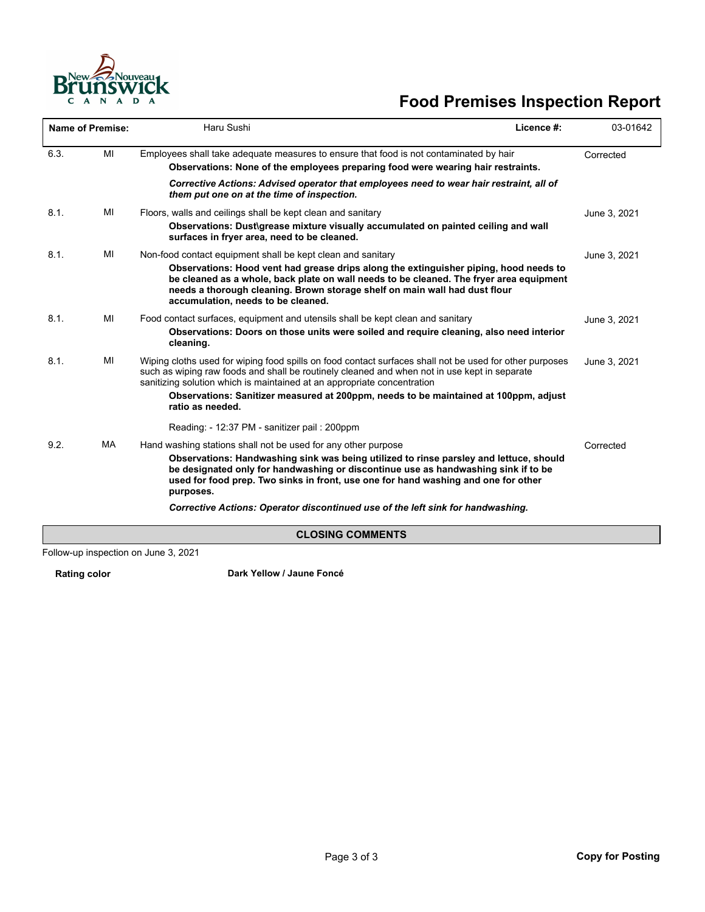# Food Premises Inspection Report

| Name of Premise: | Haru Sushi | Licence #: | 03-01642 |
|---|---|---|---|

| | | | |
|---|---|---|---|
| 6.3. | MI | Employees shall take adequate measures to ensure that food is not contaminated by hair<br>**Observations: None of the employees preparing food were wearing hair restraints.**<br>***Corrective Actions: Advised operator that employees need to wear hair restraint, all of them put one on at the time of inspection.*** | Corrected |
| 8.1. | MI | Floors, walls and ceilings shall be kept clean and sanitary<br>**Observations: Dust\grease mixture visually accumulated on painted ceiling and wall surfaces in fryer area, need to be cleaned.** | June 3, 2021 |
| 8.1. | MI | Non-food contact equipment shall be kept clean and sanitary<br>**Observations: Hood vent had grease drips along the extinguisher piping, hood needs to be cleaned as a whole, back plate on wall needs to be cleaned. The fryer area equipment needs a thorough cleaning. Brown storage shelf on main wall had dust flour accumulation, needs to be cleaned.** | June 3, 2021 |
| 8.1. | MI | Food contact surfaces, equipment and utensils shall be kept clean and sanitary<br>**Observations: Doors on those units were soiled and require cleaning, also need interior cleaning.** | June 3, 2021 |
| 8.1. | MI | Wiping cloths used for wiping food spills on food contact surfaces shall not be used for other purposes such as wiping raw foods and shall be routinely cleaned and when not in use kept in separate sanitizing solution which is maintained at an appropriate concentration<br>**Observations: Sanitizer measured at 200ppm, needs to be maintained at 100ppm, adjust ratio as needed.**<br>Reading: - 12:37 PM - sanitizer pail : 200ppm | June 3, 2021 |
| 9.2. | MA | Hand washing stations shall not be used for any other purpose<br>**Observations: Handwashing sink was being utilized to rinse parsley and lettuce, should be designated only for handwashing or discontinue use as handwashing sink if to be used for food prep. Two sinks in front, use one for hand washing and one for other purposes.**<br>***Corrective Actions: Operator discontinued use of the left sink for handwashing.*** | Corrected |

## CLOSING COMMENTS

Follow-up inspection on June 3, 2021

**Rating color** **Dark Yellow / Jaune Foncé**

**Copy for Posting**